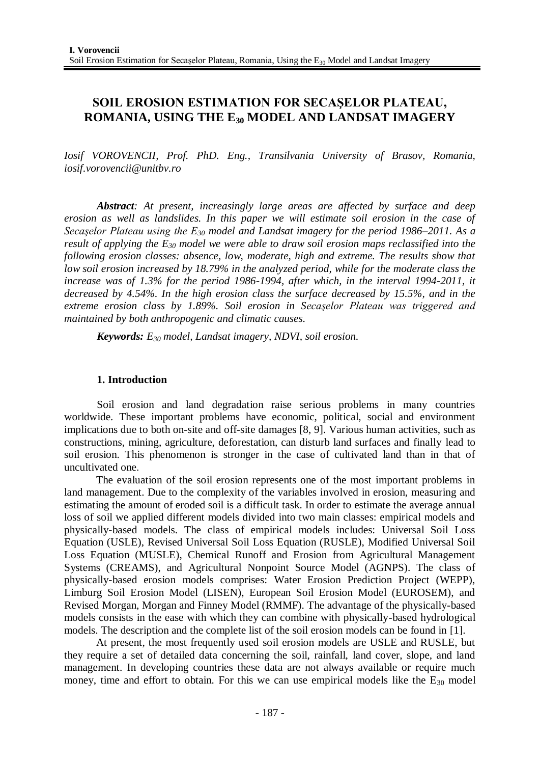# SOIL EROSION ESTIMATION FOR SECAŞELOR PLATEAU, ROMANIA, USING THE $E_{30}$ MODEL AND LANDSAT IMAGERY

*Iosif VOROVENCII, Prof. PhD. Eng., Transilvania University of Brasov, Romania, iosif.vorovencii@unitbv.ro*

***Abstract**: At present, increasingly large areas are affected by surface and deep erosion as well as landslides. In this paper we will estimate soil erosion in the case of Secaşelor Plateau using the $E_{30}$ model and Landsat imagery for the period 1986–2011. As a result of applying the $E_{30}$ model we were able to draw soil erosion maps reclassified into the following erosion classes: absence, low, moderate, high and extreme. The results show that low soil erosion increased by 18.79% in the analyzed period, while for the moderate class the increase was of 1.3% for the period 1986-1994, after which, in the interval 1994-2011, it decreased by 4.54%. In the high erosion class the surface decreased by 15.5%, and in the extreme erosion class by 1.89%. Soil erosion in Secaşelor Plateau was triggered and maintained by both anthropogenic and climatic causes.*

***Keywords:** $E_{30}$ model, Landsat imagery, NDVI, soil erosion.*

## 1. Introduction

Soil erosion and land degradation raise serious problems in many countries worldwide. These important problems have economic, political, social and environment implications due to both on-site and off-site damages [8, 9]. Various human activities, such as constructions, mining, agriculture, deforestation, can disturb land surfaces and finally lead to soil erosion. This phenomenon is stronger in the case of cultivated land than in that of uncultivated one.

The evaluation of the soil erosion represents one of the most important problems in land management. Due to the complexity of the variables involved in erosion, measuring and estimating the amount of eroded soil is a difficult task. In order to estimate the average annual loss of soil we applied different models divided into two main classes: empirical models and physically-based models. The class of empirical models includes: Universal Soil Loss Equation (USLE), Revised Universal Soil Loss Equation (RUSLE), Modified Universal Soil Loss Equation (MUSLE), Chemical Runoff and Erosion from Agricultural Management Systems (CREAMS), and Agricultural Nonpoint Source Model (AGNPS). The class of physically-based erosion models comprises: Water Erosion Prediction Project (WEPP), Limburg Soil Erosion Model (LISEN), European Soil Erosion Model (EUROSEM), and Revised Morgan, Morgan and Finney Model (RMMF). The advantage of the physically-based models consists in the ease with which they can combine with physically-based hydrological models. The description and the complete list of the soil erosion models can be found in [1].

At present, the most frequently used soil erosion models are USLE and RUSLE, but they require a set of detailed data concerning the soil, rainfall, land cover, slope, and land management. In developing countries these data are not always available or require much money, time and effort to obtain. For this we can use empirical models like the $E_{30}$ model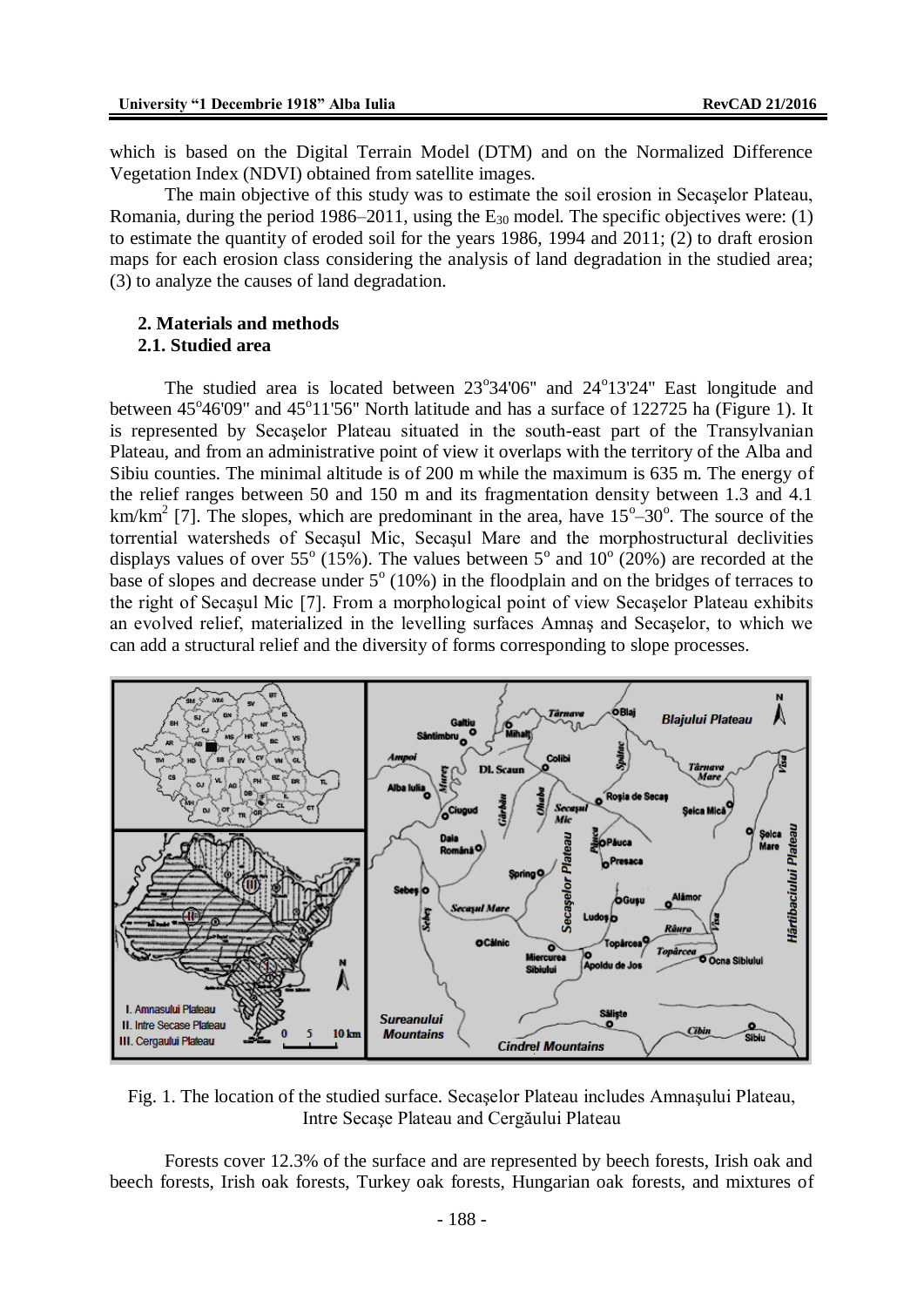which is based on the Digital Terrain Model (DTM) and on the Normalized Difference Vegetation Index (NDVI) obtained from satellite images.

The main objective of this study was to estimate the soil erosion in Secaşelor Plateau, Romania, during the period 1986–2011, using the $E_{30}$ model. The specific objectives were: (1) to estimate the quantity of eroded soil for the years 1986, 1994 and 2011; (2) to draft erosion maps for each erosion class considering the analysis of land degradation in the studied area; (3) to analyze the causes of land degradation.

## 2. Materials and methods

### 2.1. Studied area

The studied area is located between 23°34'06" and 24°13'24" East longitude and between 45°46'09" and 45°11'56" North latitude and has a surface of 122725 ha (Figure 1). It is represented by Secaşelor Plateau situated in the south-east part of the Transylvanian Plateau, and from an administrative point of view it overlaps with the territory of the Alba and Sibiu counties. The minimal altitude is of 200 m while the maximum is 635 m. The energy of the relief ranges between 50 and 150 m and its fragmentation density between 1.3 and 4.1 km/km$^2$ [7]. The slopes, which are predominant in the area, have 15°–30°. The source of the torrential watersheds of Secaşul Mic, Secaşul Mare and the morphostructural declivities displays values of over 55° (15%). The values between 5° and 10° (20%) are recorded at the base of slopes and decrease under 5° (10%) in the floodplain and on the bridges of terraces to the right of Secaşul Mic [7]. From a morphological point of view Secaşelor Plateau exhibits an evolved relief, materialized in the levelling surfaces Amnaş and Secaşelor, to which we can add a structural relief and the diversity of forms corresponding to slope processes.

Fig. 1. The location of the studied surface. Secaşelor Plateau includes Amnaşului Plateau, Intre Secaşe Plateau and Cergăului Plateau

Forests cover 12.3% of the surface and are represented by beech forests, Irish oak and beech forests, Irish oak forests, Turkey oak forests, Hungarian oak forests, and mixtures of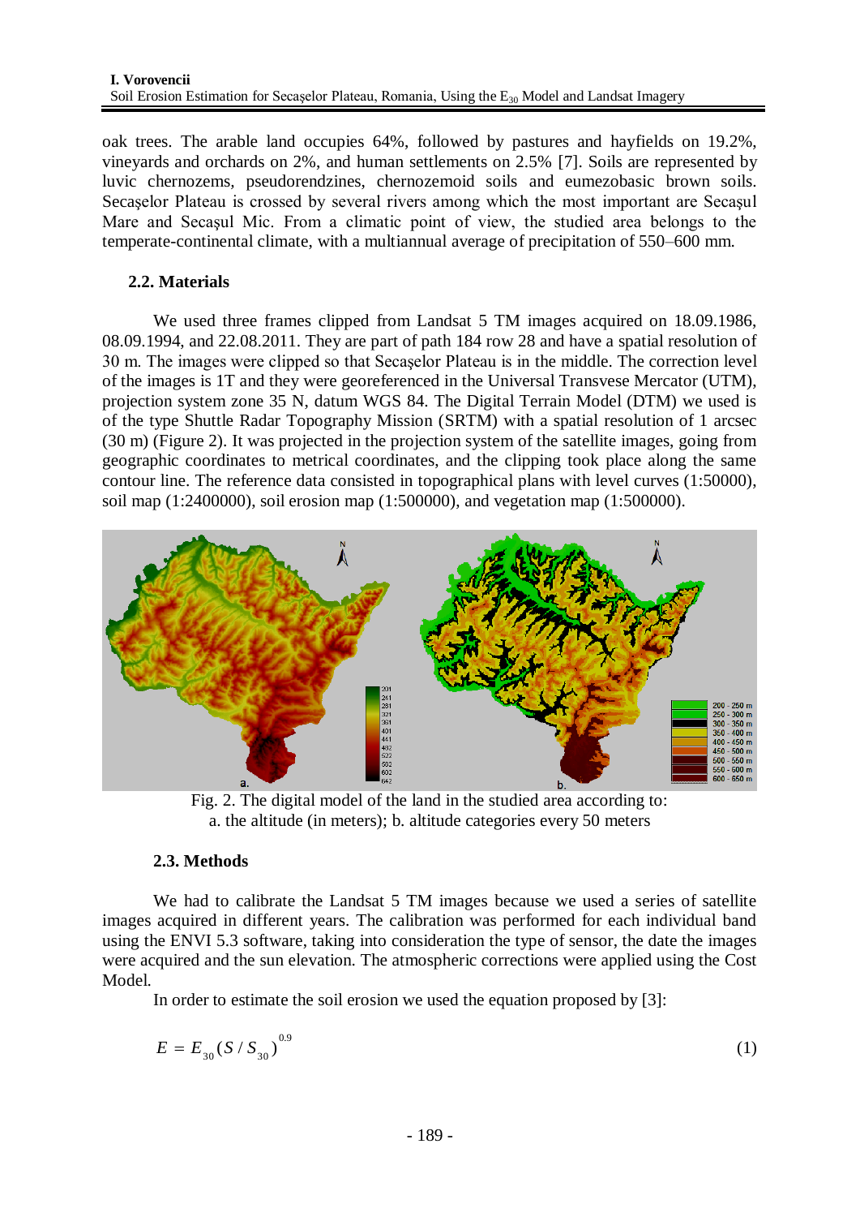oak trees. The arable land occupies 64%, followed by pastures and hayfields on 19.2%, vineyards and orchards on 2%, and human settlements on 2.5% [7]. Soils are represented by luvic chernozems, pseudorendzines, chernozemoid soils and eumezobasic brown soils. Secaşelor Plateau is crossed by several rivers among which the most important are Secaşul Mare and Secaşul Mic. From a climatic point of view, the studied area belongs to the temperate-continental climate, with a multiannual average of precipitation of 550–600 mm.

### 2.2. Materials

We used three frames clipped from Landsat 5 TM images acquired on 18.09.1986, 08.09.1994, and 22.08.2011. They are part of path 184 row 28 and have a spatial resolution of 30 m. The images were clipped so that Secaşelor Plateau is in the middle. The correction level of the images is 1T and they were georeferenced in the Universal Transvese Mercator (UTM), projection system zone 35 N, datum WGS 84. The Digital Terrain Model (DTM) we used is of the type Shuttle Radar Topography Mission (SRTM) with a spatial resolution of 1 arcsec (30 m) (Figure 2). It was projected in the projection system of the satellite images, going from geographic coordinates to metrical coordinates, and the clipping took place along the same contour line. The reference data consisted in topographical plans with level curves (1:50000), soil map (1:2400000), soil erosion map (1:500000), and vegetation map (1:500000).

Fig. 2. The digital model of the land in the studied area according to: a. the altitude (in meters); b. altitude categories every 50 meters

### 2.3. Methods

We had to calibrate the Landsat 5 TM images because we used a series of satellite images acquired in different years. The calibration was performed for each individual band using the ENVI 5.3 software, taking into consideration the type of sensor, the date the images were acquired and the sun elevation. The atmospheric corrections were applied using the Cost Model.

In order to estimate the soil erosion we used the equation proposed by [3]:

$$E = E_{30}(S/S_{30})^{0.9} \tag{1}$$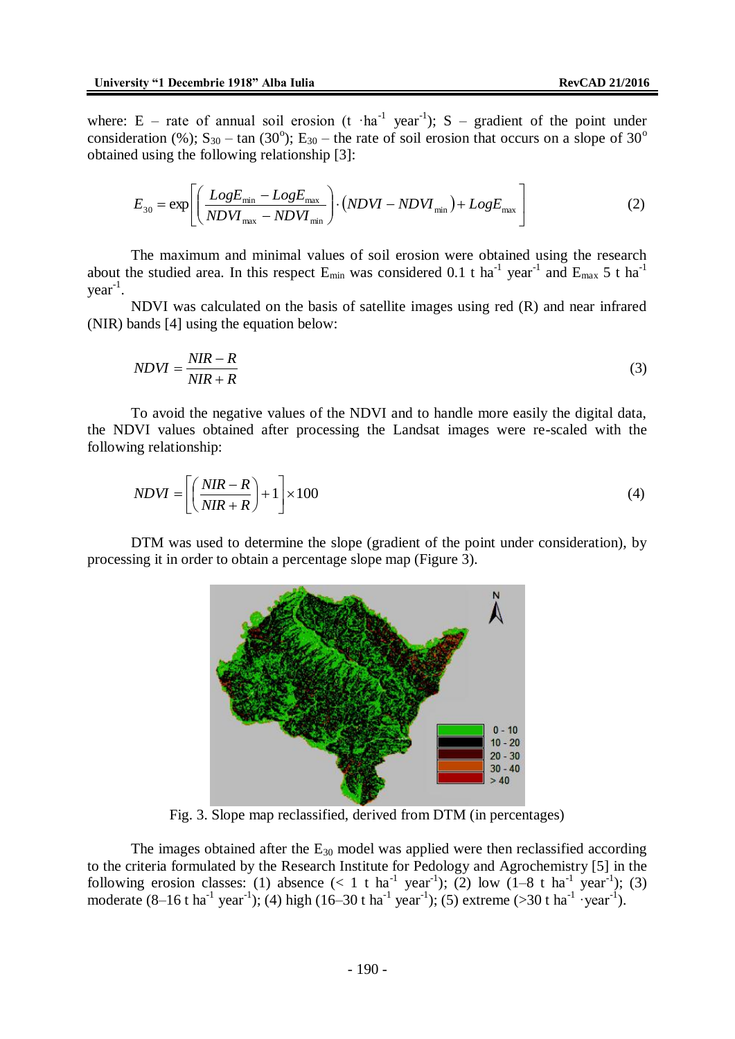where: E – rate of annual soil erosion (t $\cdot$ha$^{-1}$ year$^{-1}$); S – gradient of the point under consideration (%); $S_{30}$ – tan (30°); $E_{30}$ – the rate of soil erosion that occurs on a slope of 30° obtained using the following relationship [3]:

$$E_{30} = \exp\left[\left(\frac{LogE_{\min} - LogE_{\max}}{NDVI_{\max} - NDVI_{\min}}\right) \cdot \left(NDVI - NDVI_{\min}\right) + LogE_{\max}\right] \tag{2}$$

The maximum and minimal values of soil erosion were obtained using the research about the studied area. In this respect $E_{min}$ was considered 0.1 t ha$^{-1}$ year$^{-1}$ and $E_{max}$ 5 t ha$^{-1}$ year$^{-1}$.

NDVI was calculated on the basis of satellite images using red (R) and near infrared (NIR) bands [4] using the equation below:

$$NDVI = \frac{NIR - R}{NIR + R} \tag{3}$$

To avoid the negative values of the NDVI and to handle more easily the digital data, the NDVI values obtained after processing the Landsat images were re-scaled with the following relationship:

$$NDVI = \left[\left(\frac{NIR - R}{NIR + R}\right) + 1\right] \times 100 \tag{4}$$

DTM was used to determine the slope (gradient of the point under consideration), by processing it in order to obtain a percentage slope map (Figure 3).

Fig. 3. Slope map reclassified, derived from DTM (in percentages)

The images obtained after the $E_{30}$ model was applied were then reclassified according to the criteria formulated by the Research Institute for Pedology and Agrochemistry [5] in the following erosion classes: (1) absence (< 1 t ha$^{-1}$ year$^{-1}$); (2) low (1–8 t ha$^{-1}$ year$^{-1}$); (3) moderate (8–16 t ha$^{-1}$ year$^{-1}$); (4) high (16–30 t ha$^{-1}$ year$^{-1}$); (5) extreme (>30 t ha$^{-1}$ $\cdot$year$^{-1}$).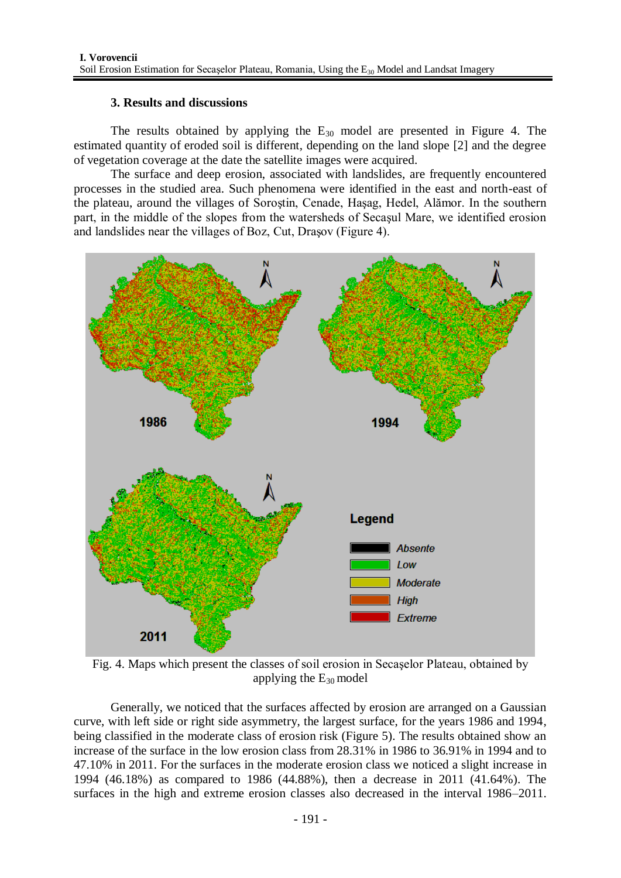## 3. Results and discussions

The results obtained by applying the $E_{30}$ model are presented in Figure 4. The estimated quantity of eroded soil is different, depending on the land slope [2] and the degree of vegetation coverage at the date the satellite images were acquired.

The surface and deep erosion, associated with landslides, are frequently encountered processes in the studied area. Such phenomena were identified in the east and north-east of the plateau, around the villages of Soroştin, Cenade, Haşag, Hedel, Alămor. In the southern part, in the middle of the slopes from the watersheds of Secaşul Mare, we identified erosion and landslides near the villages of Boz, Cut, Draşov (Figure 4).

Fig. 4. Maps which present the classes of soil erosion in Secaşelor Plateau, obtained by applying the $E_{30}$ model

Generally, we noticed that the surfaces affected by erosion are arranged on a Gaussian curve, with left side or right side asymmetry, the largest surface, for the years 1986 and 1994, being classified in the moderate class of erosion risk (Figure 5). The results obtained show an increase of the surface in the low erosion class from 28.31% in 1986 to 36.91% in 1994 and to 47.10% in 2011. For the surfaces in the moderate erosion class we noticed a slight increase in 1994 (46.18%) as compared to 1986 (44.88%), then a decrease in 2011 (41.64%). The surfaces in the high and extreme erosion classes also decreased in the interval 1986–2011.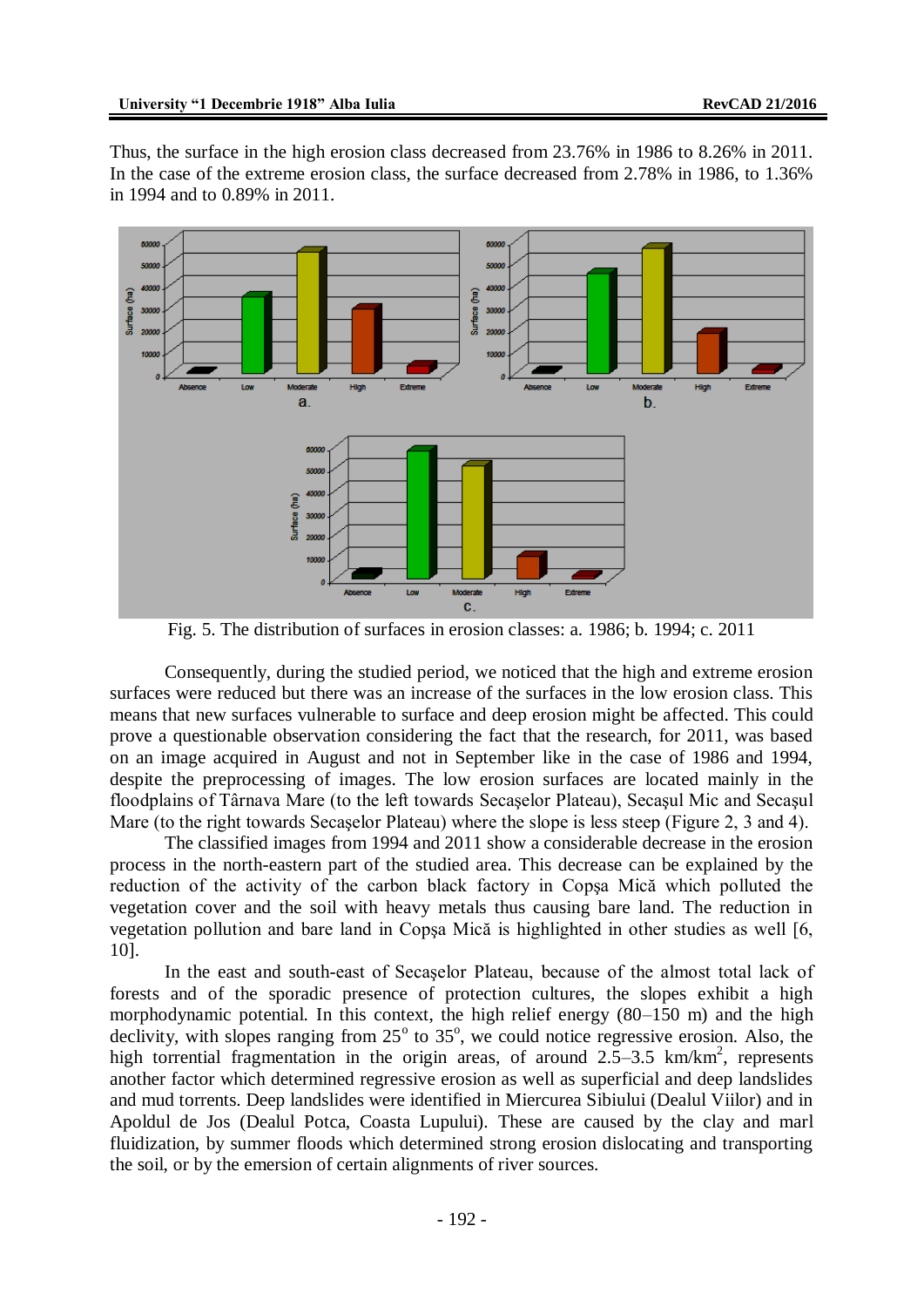Thus, the surface in the high erosion class decreased from 23.76% in 1986 to 8.26% in 2011. In the case of the extreme erosion class, the surface decreased from 2.78% in 1986, to 1.36% in 1994 and to 0.89% in 2011.

Fig. 5. The distribution of surfaces in erosion classes: a. 1986; b. 1994; c. 2011

Consequently, during the studied period, we noticed that the high and extreme erosion surfaces were reduced but there was an increase of the surfaces in the low erosion class. This means that new surfaces vulnerable to surface and deep erosion might be affected. This could prove a questionable observation considering the fact that the research, for 2011, was based on an image acquired in August and not in September like in the case of 1986 and 1994, despite the preprocessing of images. The low erosion surfaces are located mainly in the floodplains of Târnava Mare (to the left towards Secaşelor Plateau), Secaşul Mic and Secaşul Mare (to the right towards Secaşelor Plateau) where the slope is less steep (Figure 2, 3 and 4).

The classified images from 1994 and 2011 show a considerable decrease in the erosion process in the north-eastern part of the studied area. This decrease can be explained by the reduction of the activity of the carbon black factory in Copşa Mică which polluted the vegetation cover and the soil with heavy metals thus causing bare land. The reduction in vegetation pollution and bare land in Copşa Mică is highlighted in other studies as well [6, 10].

In the east and south-east of Secaşelor Plateau, because of the almost total lack of forests and of the sporadic presence of protection cultures, the slopes exhibit a high morphodynamic potential. In this context, the high relief energy (80–150 m) and the high declivity, with slopes ranging from $25^{o}$ to $35^{o}$, we could notice regressive erosion. Also, the high torrential fragmentation in the origin areas, of around 2.5–3.5 $km/km^2$, represents another factor which determined regressive erosion as well as superficial and deep landslides and mud torrents. Deep landslides were identified in Miercurea Sibiului (Dealul Viilor) and in Apoldul de Jos (Dealul Potca, Coasta Lupului). These are caused by the clay and marl fluidization, by summer floods which determined strong erosion dislocating and transporting the soil, or by the emersion of certain alignments of river sources.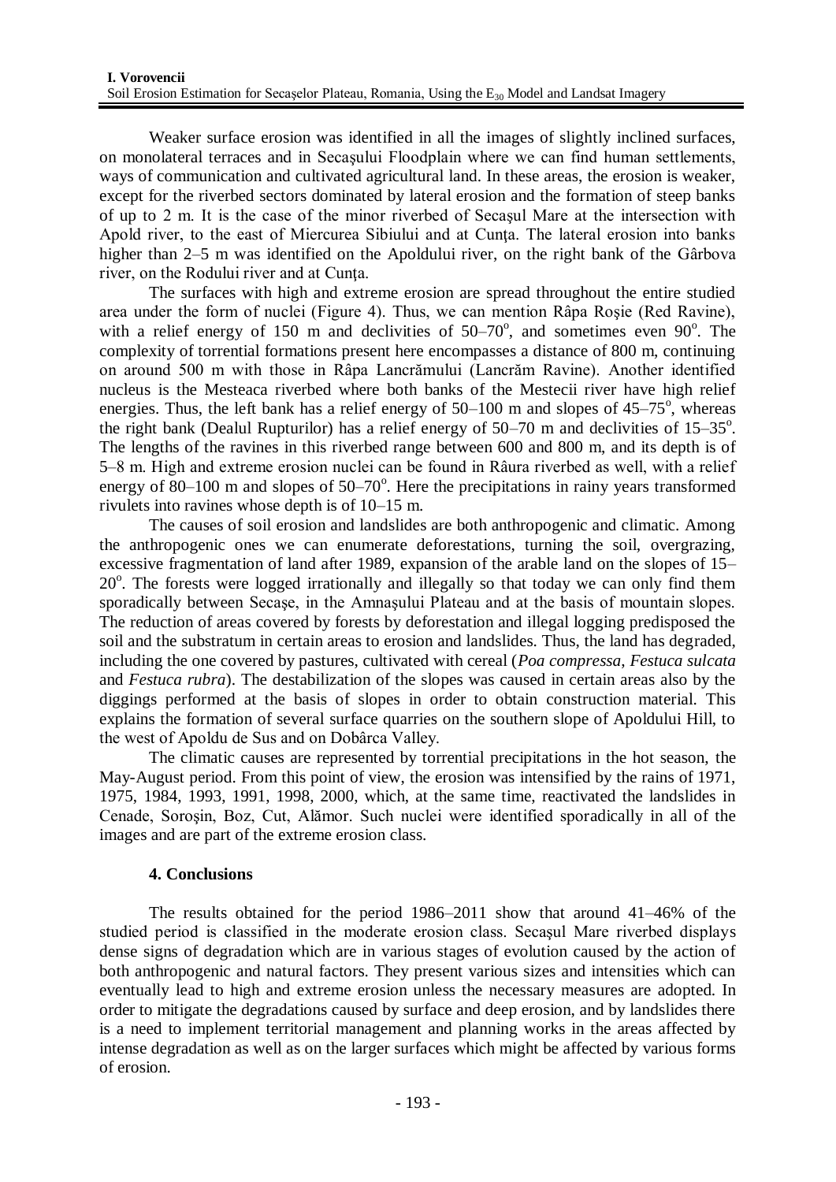Weaker surface erosion was identified in all the images of slightly inclined surfaces, on monolateral terraces and in Secaşului Floodplain where we can find human settlements, ways of communication and cultivated agricultural land. In these areas, the erosion is weaker, except for the riverbed sectors dominated by lateral erosion and the formation of steep banks of up to 2 m. It is the case of the minor riverbed of Secaşul Mare at the intersection with Apold river, to the east of Miercurea Sibiului and at Cunţa. The lateral erosion into banks higher than 2–5 m was identified on the Apoldului river, on the right bank of the Gârbova river, on the Rodului river and at Cunţa.

The surfaces with high and extreme erosion are spread throughout the entire studied area under the form of nuclei (Figure 4). Thus, we can mention Râpa Roşie (Red Ravine), with a relief energy of 150 m and declivities of 50–70$^o$, and sometimes even 90$^o$. The complexity of torrential formations present here encompasses a distance of 800 m, continuing on around 500 m with those in Râpa Lancrămului (Lancrăm Ravine). Another identified nucleus is the Mesteaca riverbed where both banks of the Mestecii river have high relief energies. Thus, the left bank has a relief energy of 50–100 m and slopes of 45–75$^o$, whereas the right bank (Dealul Rupturilor) has a relief energy of 50–70 m and declivities of 15–35$^o$. The lengths of the ravines in this riverbed range between 600 and 800 m, and its depth is of 5–8 m. High and extreme erosion nuclei can be found in Râura riverbed as well, with a relief energy of 80–100 m and slopes of 50–70$^o$. Here the precipitations in rainy years transformed rivulets into ravines whose depth is of 10–15 m.

The causes of soil erosion and landslides are both anthropogenic and climatic. Among the anthropogenic ones we can enumerate deforestations, turning the soil, overgrazing, excessive fragmentation of land after 1989, expansion of the arable land on the slopes of 15–20$^o$. The forests were logged irrationally and illegally so that today we can only find them sporadically between Secaşe, in the Amnaşului Plateau and at the basis of mountain slopes. The reduction of areas covered by forests by deforestation and illegal logging predisposed the soil and the substratum in certain areas to erosion and landslides. Thus, the land has degraded, including the one covered by pastures, cultivated with cereal (*Poa compressa*, *Festuca sulcata* and *Festuca rubra*). The destabilization of the slopes was caused in certain areas also by the diggings performed at the basis of slopes in order to obtain construction material. This explains the formation of several surface quarries on the southern slope of Apoldului Hill, to the west of Apoldu de Sus and on Dobârca Valley.

The climatic causes are represented by torrential precipitations in the hot season, the May-August period. From this point of view, the erosion was intensified by the rains of 1971, 1975, 1984, 1993, 1991, 1998, 2000, which, at the same time, reactivated the landslides in Cenade, Soroşin, Boz, Cut, Alămor. Such nuclei were identified sporadically in all of the images and are part of the extreme erosion class.

## 4. Conclusions

The results obtained for the period 1986–2011 show that around 41–46% of the studied period is classified in the moderate erosion class. Secaşul Mare riverbed displays dense signs of degradation which are in various stages of evolution caused by the action of both anthropogenic and natural factors. They present various sizes and intensities which can eventually lead to high and extreme erosion unless the necessary measures are adopted. In order to mitigate the degradations caused by surface and deep erosion, and by landslides there is a need to implement territorial management and planning works in the areas affected by intense degradation as well as on the larger surfaces which might be affected by various forms of erosion.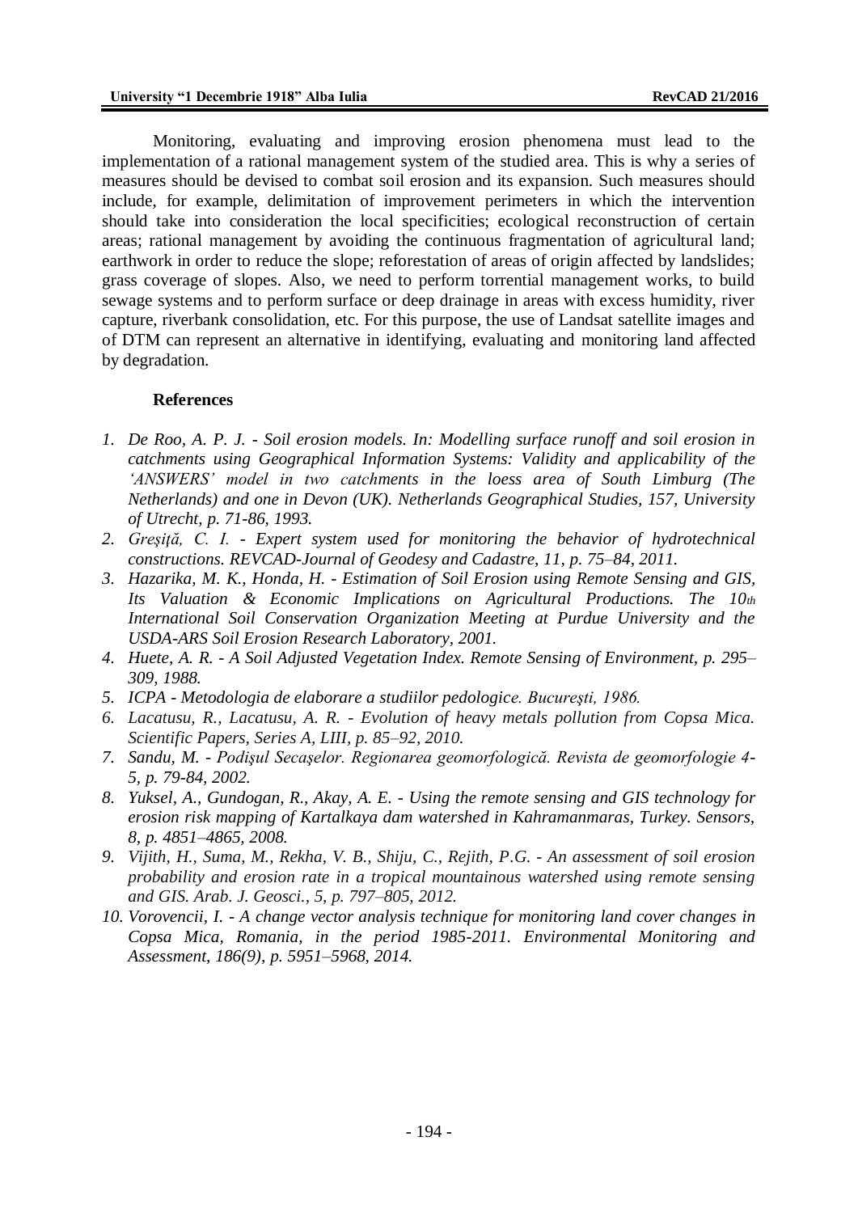Monitoring, evaluating and improving erosion phenomena must lead to the implementation of a rational management system of the studied area. This is why a series of measures should be devised to combat soil erosion and its expansion. Such measures should include, for example, delimitation of improvement perimeters in which the intervention should take into consideration the local specificities; ecological reconstruction of certain areas; rational management by avoiding the continuous fragmentation of agricultural land; earthwork in order to reduce the slope; reforestation of areas of origin affected by landslides; grass coverage of slopes. Also, we need to perform torrential management works, to build sewage systems and to perform surface or deep drainage in areas with excess humidity, river capture, riverbank consolidation, etc. For this purpose, the use of Landsat satellite images and of DTM can represent an alternative in identifying, evaluating and monitoring land affected by degradation.

## References

1. *De Roo, A. P. J. - Soil erosion models. In: Modelling surface runoff and soil erosion in catchments using Geographical Information Systems: Validity and applicability of the 'ANSWERS' model in two catchments in the loess area of South Limburg (The Netherlands) and one in Devon (UK). Netherlands Geographical Studies, 157, University of Utrecht, p. 71-86, 1993.*
2. *Greşiţă, C. I. - Expert system used for monitoring the behavior of hydrotechnical constructions. REVCAD-Journal of Geodesy and Cadastre, 11, p. 75–84, 2011.*
3. *Hazarika, M. K., Honda, H. - Estimation of Soil Erosion using Remote Sensing and GIS, Its Valuation & Economic Implications on Agricultural Productions. The 10th International Soil Conservation Organization Meeting at Purdue University and the USDA-ARS Soil Erosion Research Laboratory, 2001.*
4. *Huete, A. R. - A Soil Adjusted Vegetation Index. Remote Sensing of Environment, p. 295–309, 1988.*
5. *ICPA - Metodologia de elaborare a studiilor pedologice. Bucureşti, 1986.*
6. *Lacatusu, R., Lacatusu, A. R. - Evolution of heavy metals pollution from Copsa Mica. Scientific Papers, Series A, LIII, p. 85–92, 2010.*
7. *Sandu, M. - Podişul Secaşelor. Regionarea geomorfologică. Revista de geomorfologie 4-5, p. 79-84, 2002.*
8. *Yuksel, A., Gundogan, R., Akay, A. E. - Using the remote sensing and GIS technology for erosion risk mapping of Kartalkaya dam watershed in Kahramanmaras, Turkey. Sensors, 8, p. 4851–4865, 2008.*
9. *Vijith, H., Suma, M., Rekha, V. B., Shiju, C., Rejith, P.G. - An assessment of soil erosion probability and erosion rate in a tropical mountainous watershed using remote sensing and GIS. Arab. J. Geosci., 5, p. 797–805, 2012.*
10. *Vorovencii, I. - A change vector analysis technique for monitoring land cover changes in Copsa Mica, Romania, in the period 1985-2011. Environmental Monitoring and Assessment, 186(9), p. 5951–5968, 2014.*